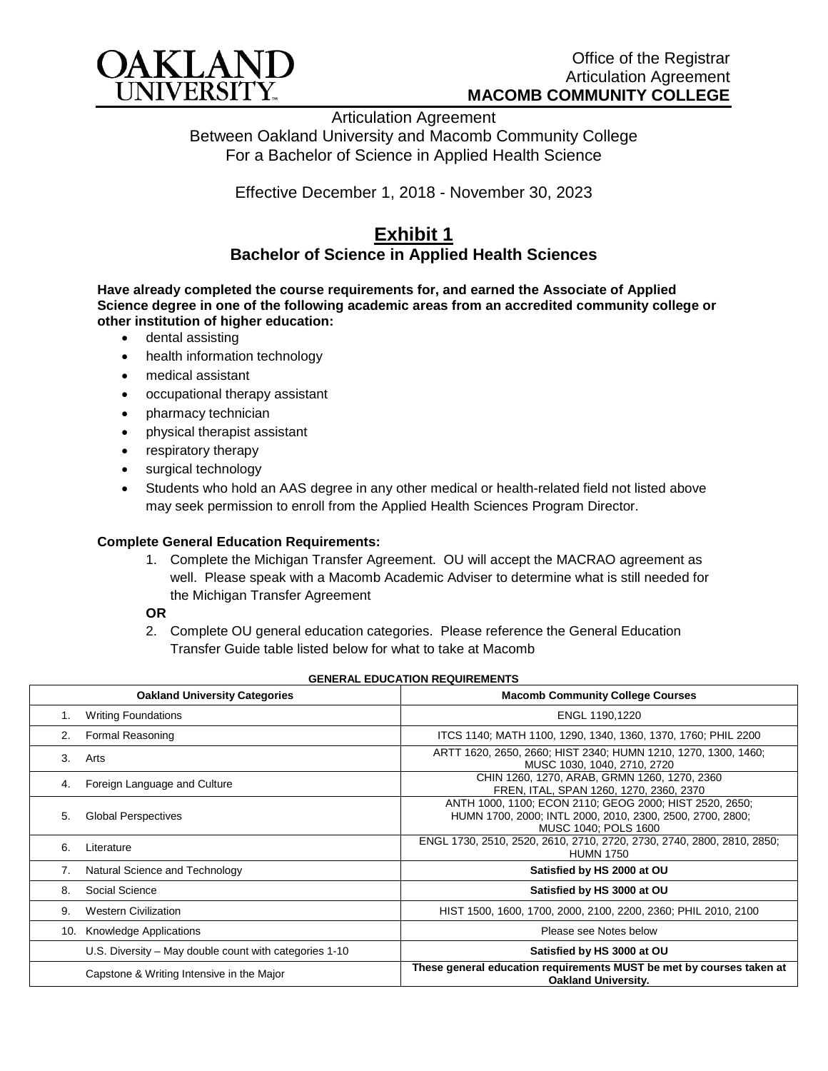OAKLAND UNIVERSITY

Office of the Registrar
Articulation Agreement
**MACOMB COMMUNITY COLLEGE**

Articulation Agreement
Between Oakland University and Macomb Community College
For a Bachelor of Science in Applied Health Science

Effective December 1, 2018 - November 30, 2023

# Exhibit 1

## Bachelor of Science in Applied Health Sciences

**Have already completed the course requirements for, and earned the Associate of Applied Science degree in one of the following academic areas from an accredited community college or other institution of higher education:**

- dental assisting
- health information technology
- medical assistant
- occupational therapy assistant
- pharmacy technician
- physical therapist assistant
- respiratory therapy
- surgical technology
- Students who hold an AAS degree in any other medical or health-related field not listed above may seek permission to enroll from the Applied Health Sciences Program Director.

**Complete General Education Requirements:**

1. Complete the Michigan Transfer Agreement. OU will accept the MACRAO agreement as well. Please speak with a Macomb Academic Adviser to determine what is still needed for the Michigan Transfer Agreement

**OR**

2. Complete OU general education categories. Please reference the General Education Transfer Guide table listed below for what to take at Macomb

**GENERAL EDUCATION REQUIREMENTS**

| Oakland University Categories | Macomb Community College Courses |
|---|---|
| 1. Writing Foundations | ENGL 1190,1220 |
| 2. Formal Reasoning | ITCS 1140; MATH 1100, 1290, 1340, 1360, 1370, 1760; PHIL 2200 |
| 3. Arts | ARTT 1620, 2650, 2660; HIST 2340; HUMN 1210, 1270, 1300, 1460; MUSC 1030, 1040, 2710, 2720 |
| 4. Foreign Language and Culture | CHIN 1260, 1270, ARAB, GRMN 1260, 1270, 2360 FREN, ITAL, SPAN 1260, 1270, 2360, 2370 |
| 5. Global Perspectives | ANTH 1000, 1100; ECON 2110; GEOG 2000; HIST 2520, 2650; HUMN 1700, 2000; INTL 2000, 2010, 2300, 2500, 2700, 2800; MUSC 1040; POLS 1600 |
| 6. Literature | ENGL 1730, 2510, 2520, 2610, 2710, 2720, 2730, 2740, 2800, 2810, 2850; HUMN 1750 |
| 7. Natural Science and Technology | **Satisfied by HS 2000 at OU** |
| 8. Social Science | **Satisfied by HS 3000 at OU** |
| 9. Western Civilization | HIST 1500, 1600, 1700, 2000, 2100, 2200, 2360; PHIL 2010, 2100 |
| 10. Knowledge Applications | Please see Notes below |
| U.S. Diversity – May double count with categories 1-10 | **Satisfied by HS 3000 at OU** |
| Capstone & Writing Intensive in the Major | **These general education requirements MUST be met by courses taken at Oakland University.** |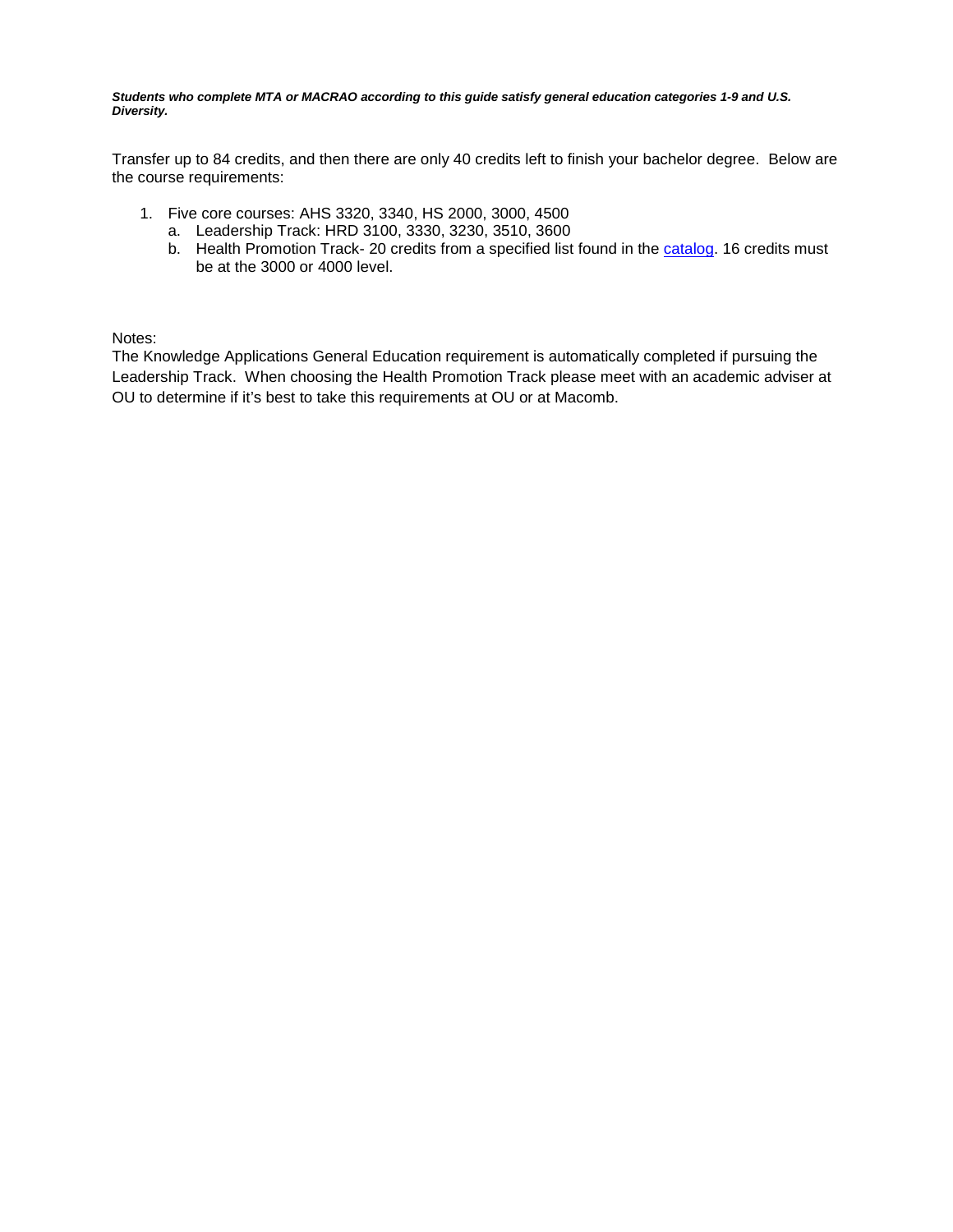***Students who complete MTA or MACRAO according to this guide satisfy general education categories 1-9 and U.S. Diversity.***

Transfer up to 84 credits, and then there are only 40 credits left to finish your bachelor degree. Below are the course requirements:

1. Five core courses: AHS 3320, 3340, HS 2000, 3000, 4500
   a. Leadership Track: HRD 3100, 3330, 3230, 3510, 3600
   b. Health Promotion Track- 20 credits from a specified list found in the catalog. 16 credits must be at the 3000 or 4000 level.

Notes:
The Knowledge Applications General Education requirement is automatically completed if pursuing the Leadership Track. When choosing the Health Promotion Track please meet with an academic adviser at OU to determine if it's best to take this requirements at OU or at Macomb.